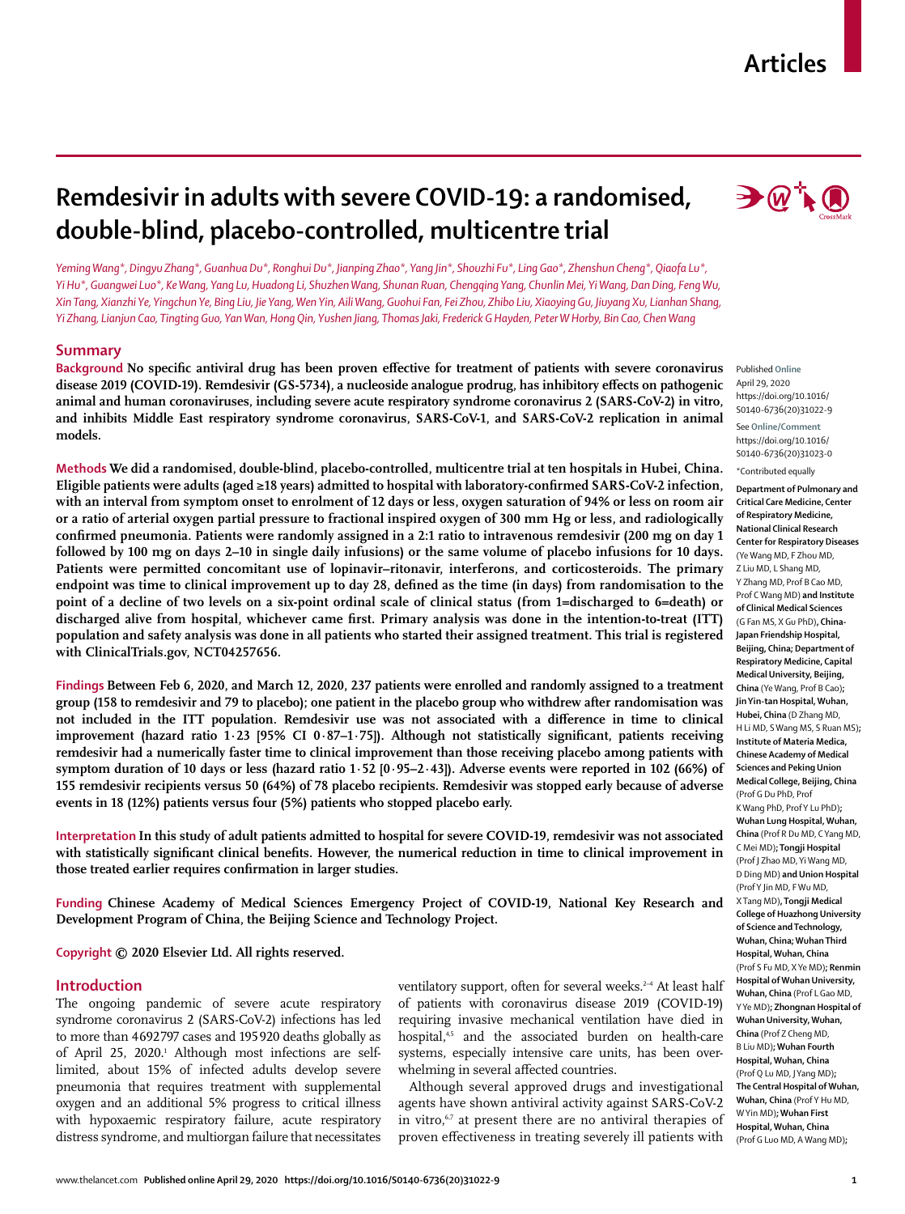# Remdesivir in adults with severe COVID-19: a randomised, double-blind, placebo-controlled, multicentre trial

*Yeming Wang\*, Dingyu Zhang\*, Guanhua Du\*, Ronghui Du\*, Jianping Zhao\*, Yang Jin\*, Shouzhi Fu\*, Ling Gao\*, Zhenshun Cheng\*, Qiaofa Lu\*, Yi Hu\*, Guangwei Luo\*, Ke Wang, Yang Lu, Huadong Li, Shuzhen Wang, Shunan Ruan, Chengqing Yang, Chunlin Mei, Yi Wang, Dan Ding, Feng Wu, Xin Tang, Xianzhi Ye, Yingchun Ye, Bing Liu, Jie Yang, Wen Yin, Aili Wang, Guohui Fan, Fei Zhou, Zhibo Liu, Xiaoying Gu, Jiuyang Xu, Lianhan Shang, Yi Zhang, Lianjun Cao, Tingting Guo, Yan Wan, Hong Qin, Yushen Jiang, Thomas Jaki, Frederick G Hayden, Peter W Horby, Bin Cao, Chen Wang*

## Summary

**Background** No specific antiviral drug has been proven effective for treatment of patients with severe coronavirus disease 2019 (COVID-19). Remdesivir (GS-5734), a nucleoside analogue prodrug, has inhibitory effects on pathogenic animal and human coronaviruses, including severe acute respiratory syndrome coronavirus 2 (SARS-CoV-2) in vitro, and inhibits Middle East respiratory syndrome coronavirus, SARS-CoV-1, and SARS-CoV-2 replication in animal models.

**Methods** We did a randomised, double-blind, placebo-controlled, multicentre trial at ten hospitals in Hubei, China. Eligible patients were adults (aged ≥18 years) admitted to hospital with laboratory-confirmed SARS-CoV-2 infection, with an interval from symptom onset to enrolment of 12 days or less, oxygen saturation of 94% or less on room air or a ratio of arterial oxygen partial pressure to fractional inspired oxygen of 300 mm Hg or less, and radiologically confirmed pneumonia. Patients were randomly assigned in a 2:1 ratio to intravenous remdesivir (200 mg on day 1 followed by 100 mg on days 2–10 in single daily infusions) or the same volume of placebo infusions for 10 days. Patients were permitted concomitant use of lopinavir–ritonavir, interferons, and corticosteroids. The primary endpoint was time to clinical improvement up to day 28, defined as the time (in days) from randomisation to the point of a decline of two levels on a six-point ordinal scale of clinical status (from 1=discharged to 6=death) or discharged alive from hospital, whichever came first. Primary analysis was done in the intention-to-treat (ITT) population and safety analysis was done in all patients who started their assigned treatment. This trial is registered with ClinicalTrials.gov, NCT04257656.

**Findings** Between Feb 6, 2020, and March 12, 2020, 237 patients were enrolled and randomly assigned to a treatment group (158 to remdesivir and 79 to placebo); one patient in the placebo group who withdrew after randomisation was not included in the ITT population. Remdesivir use was not associated with a difference in time to clinical improvement (hazard ratio 1·23 [95% CI 0·87–1·75]). Although not statistically significant, patients receiving remdesivir had a numerically faster time to clinical improvement than those receiving placebo among patients with symptom duration of 10 days or less (hazard ratio 1·52 [0·95–2·43]). Adverse events were reported in 102 (66%) of 155 remdesivir recipients versus 50 (64%) of 78 placebo recipients. Remdesivir was stopped early because of adverse events in 18 (12%) patients versus four (5%) patients who stopped placebo early.

**Interpretation** In this study of adult patients admitted to hospital for severe COVID-19, remdesivir was not associated with statistically significant clinical benefits. However, the numerical reduction in time to clinical improvement in those treated earlier requires confirmation in larger studies.

**Funding** Chinese Academy of Medical Sciences Emergency Project of COVID-19, National Key Research and Development Program of China, the Beijing Science and Technology Project.

**Copyright** © 2020 Elsevier Ltd. All rights reserved.

Published **Online** April 29, 2020 https://doi.org/10.1016/S0140-6736(20)31022-9

See **Online/Comment** https://doi.org/10.1016/S0140-6736(20)31023-0

\*Contributed equally

**Department of Pulmonary and Critical Care Medicine, Center of Respiratory Medicine, National Clinical Research Center for Respiratory Diseases** (Ye Wang MD, F Zhou MD, Z Liu MD, L Shang MD, Y Zhang MD, Prof B Cao MD, Prof C Wang MD) **and Institute of Clinical Medical Sciences** (G Fan MS, X Gu PhD), **China-Japan Friendship Hospital, Beijing, China; Department of Respiratory Medicine, Capital Medical University, Beijing, China** (Ye Wang, Prof B Cao); **Jin Yin-tan Hospital, Wuhan, Hubei, China** (D Zhang MD, H Li MD, S Wang MS, S Ruan MS); **Institute of Materia Medica, Chinese Academy of Medical Sciences and Peking Union Medical College, Beijing, China** (Prof G Du PhD, Prof K Wang PhD, Prof Y Lu PhD); **Wuhan Lung Hospital, Wuhan, China** (Prof R Du MD, C Yang MD, C Mei MD); **Tongji Hospital** (Prof J Zhao MD, Yi Wang MD, D Ding MD) **and Union Hospital** (Prof Y Jin MD, F Wu MD, X Tang MD), **Tongji Medical College of Huazhong University of Science and Technology, Wuhan, China; Wuhan Third Hospital, Wuhan, China** (Prof S Fu MD, X Ye MD); **Renmin Hospital of Wuhan University, Wuhan, China** (Prof L Gao MD, Y Ye MD); **Zhongnan Hospital of Wuhan University, Wuhan, China** (Prof Z Cheng MD, B Liu MD); **Wuhan Fourth Hospital, Wuhan, China** (Prof Q Lu MD, J Yang MD); **The Central Hospital of Wuhan, Wuhan, China** (Prof Y Hu MD, W Yin MD); **Wuhan First Hospital, Wuhan, China** (Prof G Luo MD, A Wang MD);

## Introduction

The ongoing pandemic of severe acute respiratory syndrome coronavirus 2 (SARS-CoV-2) infections has led to more than 4692797 cases and 195920 deaths globally as of April 25, 2020.[1] Although most infections are self-limited, about 15% of infected adults develop severe pneumonia that requires treatment with supplemental oxygen and an additional 5% progress to critical illness with hypoxaemic respiratory failure, acute respiratory distress syndrome, and multiorgan failure that necessitates ventilatory support, often for several weeks.[2–4] At least half of patients with coronavirus disease 2019 (COVID-19) requiring invasive mechanical ventilation have died in hospital,[4,5] and the associated burden on health-care systems, especially intensive care units, has been overwhelming in several affected countries.

Although several approved drugs and investigational agents have shown antiviral activity against SARS-CoV-2 in vitro,[6,7] at present there are no antiviral therapies of proven effectiveness in treating severely ill patients with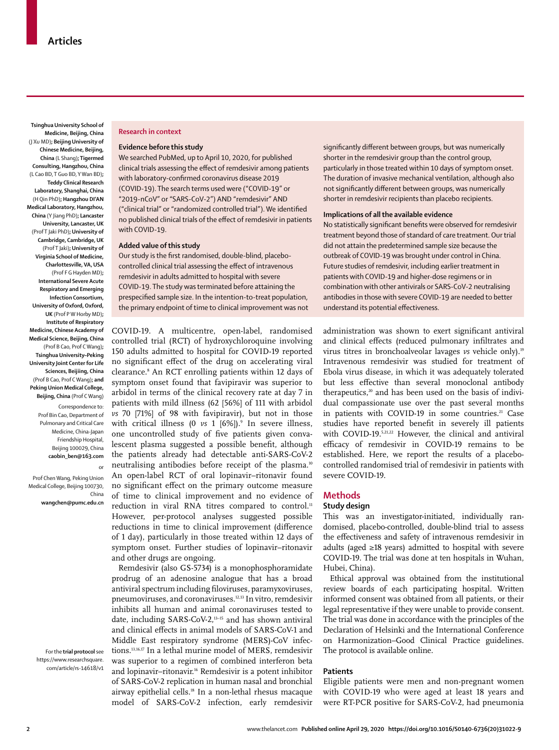Tsinghua University School of Medicine, Beijing, China (J Xu MD); Beijing University of Chinese Medicine, Beijing, China (L Shang); Tigermed Consulting, Hangzhou, China (L Cao BD, T Guo BD, Y Wan BD); Teddy Clinical Research Laboratory, Shanghai, China (H Qin PhD); Hangzhou DI'AN Medical Laboratory, Hangzhou, China (Y Jiang PhD); Lancaster University, Lancaster, UK (Prof T Jaki PhD); University of Cambridge, Cambridge, UK (Prof T Jaki); University of Virginia School of Medicine, Charlottesville, VA, USA (Prof F G Hayden MD); International Severe Acute Respiratory and Emerging Infection Consortium, University of Oxford, Oxford, UK (Prof P W Horby MD); Institute of Respiratory Medicine, Chinese Academy of Medical Science, Beijing, China (Prof B Cao, Prof C Wang); Tsinghua University–Peking University Joint Center for Life Sciences, Beijiing, China (Prof B Cao, Prof C Wang); and Peking Union Medical College, Beijing, China (Prof C Wang)

Correspondence to: Prof Bin Cao, Department of Pulmonary and Critical Care Medicine, China-Japan Friendship Hospital, Beijing 100029, China **caobin_ben@163.com**

or

Prof Chen Wang, Peking Union Medical College, Beijing 100730, China **wangchen@pumc.edu.cn**

For the **trial protocol** see https://www.researchsquare.com/article/rs-14618/v1

### Research in context

**Evidence before this study**

We searched PubMed, up to April 10, 2020, for published clinical trials assessing the effect of remdesivir among patients with laboratory-confirmed coronavirus disease 2019 (COVID-19). The search terms used were ("COVID-19" or "2019-nCoV" or "SARS-CoV-2") AND "remdesivir" AND ("clinical trial" or "randomized controlled trial"). We identified no published clinical trials of the effect of remdesivir in patients with COVID-19.

**Added value of this study**

Our study is the first randomised, double-blind, placebo-controlled clinical trial assessing the effect of intravenous remdesivir in adults admitted to hospital with severe COVID-19. The study was terminated before attaining the prespecified sample size. In the intention-to-treat population, the primary endpoint of time to clinical improvement was not significantly different between groups, but was numerically shorter in the remdesivir group than the control group, particularly in those treated within 10 days of symptom onset. The duration of invasive mechanical ventilation, although also not significantly different between groups, was numerically shorter in remdesivir recipients than placebo recipients.

**Implications of all the available evidence**

No statistically significant benefits were observed for remdesivir treatment beyond those of standard of care treatment. Our trial did not attain the predetermined sample size because the outbreak of COVID-19 was brought under control in China. Future studies of remdesivir, including earlier treatment in patients with COVID-19 and higher-dose regimens or in combination with other antivirals or SARS-CoV-2 neutralising antibodies in those with severe COVID-19 are needed to better understand its potential effectiveness.

COVID-19. A multicentre, open-label, randomised controlled trial (RCT) of hydroxychloroquine involving 150 adults admitted to hospital for COVID-19 reported no significant effect of the drug on accelerating viral clearance.[8] An RCT enrolling patients within 12 days of symptom onset found that favipiravir was superior to arbidol in terms of the clinical recovery rate at day 7 in patients with mild illness (62 [56%] of 111 with arbidol *vs* 70 [71%] of 98 with favipiravir), but not in those with critical illness (0 *vs* 1 [6%]).[9] In severe illness, one uncontrolled study of five patients given convalescent plasma suggested a possible benefit, although the patients already had detectable anti-SARS-CoV-2 neutralising antibodies before receipt of the plasma.[10] An open-label RCT of oral lopinavir–ritonavir found no significant effect on the primary outcome measure of time to clinical improvement and no evidence of reduction in viral RNA titres compared to control.[11] However, per-protocol analyses suggested possible reductions in time to clinical improvement (difference of 1 day), particularly in those treated within 12 days of symptom onset. Further studies of lopinavir–ritonavir and other drugs are ongoing.

Remdesivir (also GS-5734) is a monophosphoramidate prodrug of an adenosine analogue that has a broad antiviral spectrum including filoviruses, paramyxoviruses, pneumoviruses, and coronaviruses.[12,13] In vitro, remdesivir inhibits all human and animal coronaviruses tested to date, including SARS-CoV-2,[13–15] and has shown antiviral and clinical effects in animal models of SARS-CoV-1 and Middle East respiratory syndrome (MERS)-CoV infections.[13,16,17] In a lethal murine model of MERS, remdesivir was superior to a regimen of combined interferon beta and lopinavir–ritonavir.[16] Remdesivir is a potent inhibitor of SARS-CoV-2 replication in human nasal and bronchial airway epithelial cells.[18] In a non-lethal rhesus macaque model of SARS-CoV-2 infection, early remdesivir administration was shown to exert significant antiviral and clinical effects (reduced pulmonary infiltrates and virus titres in bronchoalveolar lavages *vs* vehicle only).[19] Intravenous remdesivir was studied for treatment of Ebola virus disease, in which it was adequately tolerated but less effective than several monoclonal antibody therapeutics,[20] and has been used on the basis of individual compassionate use over the past several months in patients with COVID-19 in some countries.[21] Case studies have reported benefit in severely ill patients with COVID-19.[5,21,22] However, the clinical and antiviral efficacy of remdesivir in COVID-19 remains to be established. Here, we report the results of a placebo-controlled randomised trial of remdesivir in patients with severe COVID-19.

## Methods

### Study design

This was an investigator-initiated, individually randomised, placebo-controlled, double-blind trial to assess the effectiveness and safety of intravenous remdesivir in adults (aged ≥18 years) admitted to hospital with severe COVID-19. The trial was done at ten hospitals in Wuhan, Hubei, China).

Ethical approval was obtained from the institutional review boards of each participating hospital. Written informed consent was obtained from all patients, or their legal representative if they were unable to provide consent. The trial was done in accordance with the principles of the Declaration of Helsinki and the International Conference on Harmonization–Good Clinical Practice guidelines. The protocol is available online.

### Patients

Eligible patients were men and non-pregnant women with COVID-19 who were aged at least 18 years and were RT-PCR positive for SARS-CoV-2, had pneumonia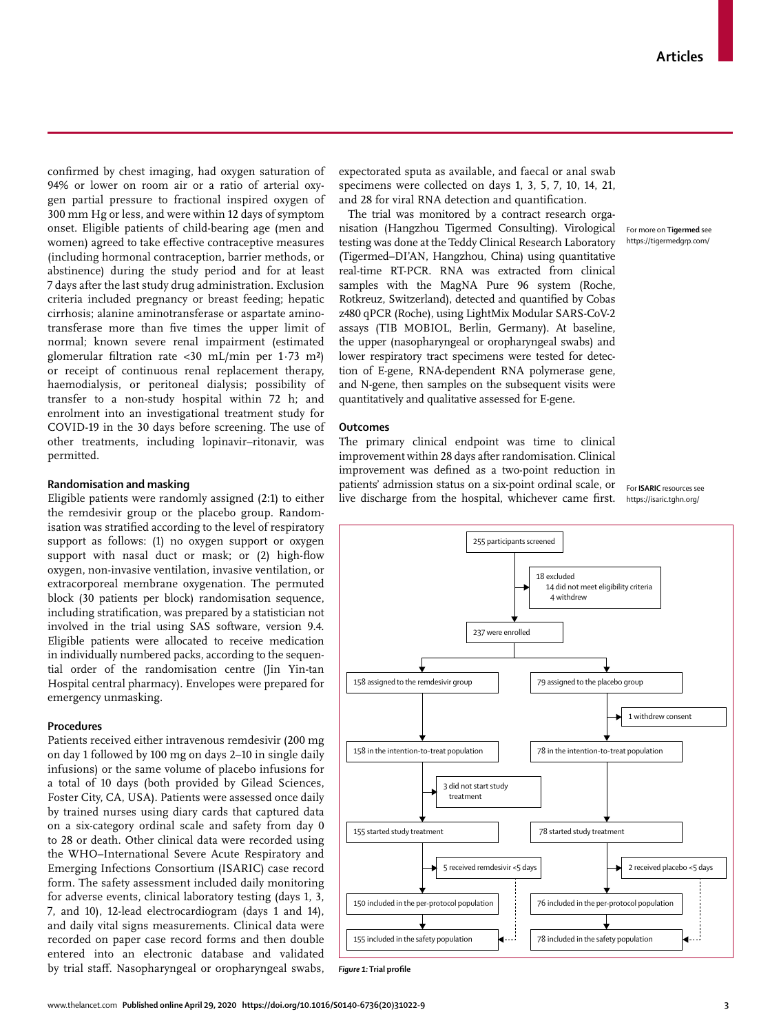confirmed by chest imaging, had oxygen saturation of 94% or lower on room air or a ratio of arterial oxygen partial pressure to fractional inspired oxygen of 300 mm Hg or less, and were within 12 days of symptom onset. Eligible patients of child-bearing age (men and women) agreed to take effective contraceptive measures (including hormonal contraception, barrier methods, or abstinence) during the study period and for at least 7 days after the last study drug administration. Exclusion criteria included pregnancy or breast feeding; hepatic cirrhosis; alanine aminotransferase or aspartate aminotransferase more than five times the upper limit of normal; known severe renal impairment (estimated glomerular filtration rate <30 mL/min per 1·73 m²) or receipt of continuous renal replacement therapy, haemodialysis, or peritoneal dialysis; possibility of transfer to a non-study hospital within 72 h; and enrolment into an investigational treatment study for COVID-19 in the 30 days before screening. The use of other treatments, including lopinavir–ritonavir, was permitted.

### Randomisation and masking

Eligible patients were randomly assigned (2:1) to either the remdesivir group or the placebo group. Randomisation was stratified according to the level of respiratory support as follows: (1) no oxygen support or oxygen support with nasal duct or mask; or (2) high-flow oxygen, non-invasive ventilation, invasive ventilation, or extracorporeal membrane oxygenation. The permuted block (30 patients per block) randomisation sequence, including stratification, was prepared by a statistician not involved in the trial using SAS software, version 9.4. Eligible patients were allocated to receive medication in individually numbered packs, according to the sequential order of the randomisation centre (Jin Yin-tan Hospital central pharmacy). Envelopes were prepared for emergency unmasking.

### Procedures

Patients received either intravenous remdesivir (200 mg on day 1 followed by 100 mg on days 2–10 in single daily infusions) or the same volume of placebo infusions for a total of 10 days (both provided by Gilead Sciences, Foster City, CA, USA). Patients were assessed once daily by trained nurses using diary cards that captured data on a six-category ordinal scale and safety from day 0 to 28 or death. Other clinical data were recorded using the WHO–International Severe Acute Respiratory and Emerging Infections Consortium (ISARIC) case record form. The safety assessment included daily monitoring for adverse events, clinical laboratory testing (days 1, 3, 7, and 10), 12-lead electrocardiogram (days 1 and 14), and daily vital signs measurements. Clinical data were recorded on paper case record forms and then double entered into an electronic database and validated by trial staff. Nasopharyngeal or oropharyngeal swabs, expectorated sputa as available, and faecal or anal swab specimens were collected on days 1, 3, 5, 7, 10, 14, 21, and 28 for viral RNA detection and quantification.

The trial was monitored by a contract research organisation (Hangzhou Tigermed Consulting). Virological testing was done at the Teddy Clinical Research Laboratory (Tigermed–DI'AN, Hangzhou, China) using quantitative real-time RT-PCR. RNA was extracted from clinical samples with the MagNA Pure 96 system (Roche, Rotkreuz, Switzerland), detected and quantified by Cobas z480 qPCR (Roche), using LightMix Modular SARS-CoV-2 assays (TIB MOBIOL, Berlin, Germany). At baseline, the upper (nasopharyngeal or oropharyngeal swabs) and lower respiratory tract specimens were tested for detection of E-gene, RNA-dependent RNA polymerase gene, and N-gene, then samples on the subsequent visits were quantitatively and qualitative assessed for E-gene.

For more on **Tigermed** see https://tigermedgrp.com/

### Outcomes

The primary clinical endpoint was time to clinical improvement within 28 days after randomisation. Clinical improvement was defined as a two-point reduction in patients' admission status on a six-point ordinal scale, or live discharge from the hospital, whichever came first.

For **ISARIC** resources see https://isaric.tghn.org/

255 participants screened
- 18 excluded
  - 14 did not meet eligibility criteria
  - 4 withdrew

237 were enrolled

| Remdesivir | Placebo |
|---|---|
| 158 assigned to the remdesivir group | 79 assigned to the placebo group |
| | 1 withdrew consent |
| 158 in the intention-to-treat population | 78 in the intention-to-treat population |
| 3 did not start study treatment | |
| 155 started study treatment | 78 started study treatment |
| 5 received remdesivir <5 days | 2 received placebo <5 days |
| 150 included in the per-protocol population | 76 included in the per-protocol population |
| 155 included in the safety population | 78 included in the safety population |

*Figure 1:* **Trial profile**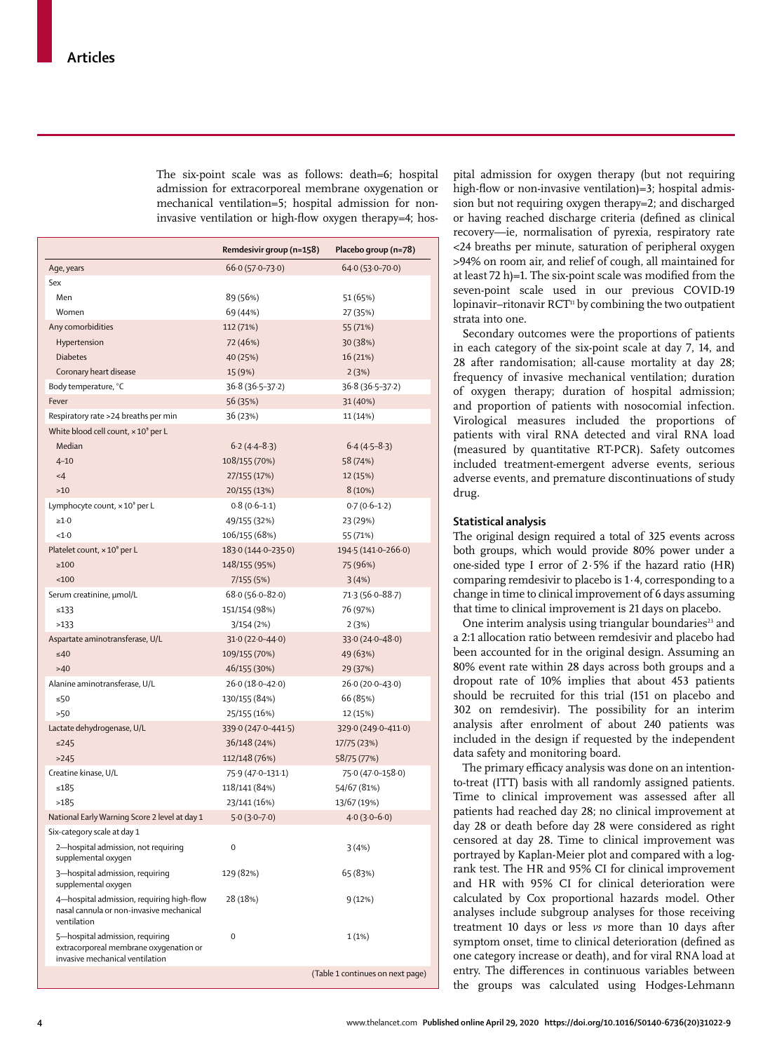The six-point scale was as follows: death=6; hospital admission for extracorporeal membrane oxygenation or mechanical ventilation=5; hospital admission for non-invasive ventilation or high-flow oxygen therapy=4; hospital admission for oxygen therapy (but not requiring high-flow or non-invasive ventilation)=3; hospital admission but not requiring oxygen therapy=2; and discharged or having reached discharge criteria (defined as clinical recovery—ie, normalisation of pyrexia, respiratory rate <24 breaths per minute, saturation of peripheral oxygen >94% on room air, and relief of cough, all maintained for at least 72 h)=1. The six-point scale was modified from the seven-point scale used in our previous COVID-19 lopinavir–ritonavir RCT[11] by combining the two outpatient strata into one.

| | Remdesivir group (n=158) | Placebo group (n=78) |
|---|---|---|
| Age, years | 66·0 (57·0–73·0) | 64·0 (53·0–70·0) |
| Sex | | |
| Men | 89 (56%) | 51 (65%) |
| Women | 69 (44%) | 27 (35%) |
| Any comorbidities | 112 (71%) | 55 (71%) |
| Hypertension | 72 (46%) | 30 (38%) |
| Diabetes | 40 (25%) | 16 (21%) |
| Coronary heart disease | 15 (9%) | 2 (3%) |
| Body temperature, °C | 36·8 (36·5–37·2) | 36·8 (36·5–37·2) |
| Fever | 56 (35%) | 31 (40%) |
| Respiratory rate >24 breaths per min | 36 (23%) | 11 (14%) |
| White blood cell count, $\times 10^9$ per L | | |
| Median | 6·2 (4·4–8·3) | 6·4 (4·5–8·3) |
| 4–10 | 108/155 (70%) | 58 (74%) |
| <4 | 27/155 (17%) | 12 (15%) |
| >10 | 20/155 (13%) | 8 (10%) |
| Lymphocyte count, $\times 10^9$ per L | 0·8 (0·6–1·1) | 0·7 (0·6–1·2) |
| ≥1·0 | 49/155 (32%) | 23 (29%) |
| <1·0 | 106/155 (68%) | 55 (71%) |
| Platelet count, $\times 10^9$ per L | 183·0 (144·0–235·0) | 194·5 (141·0–266·0) |
| ≥100 | 148/155 (95%) | 75 (96%) |
| <100 | 7/155 (5%) | 3 (4%) |
| Serum creatinine, μmol/L | 68·0 (56·0–82·0) | 71·3 (56·0–88·7) |
| ≤133 | 151/154 (98%) | 76 (97%) |
| >133 | 3/154 (2%) | 2 (3%) |
| Aspartate aminotransferase, U/L | 31·0 (22·0–44·0) | 33·0 (24·0–48·0) |
| ≤40 | 109/155 (70%) | 49 (63%) |
| >40 | 46/155 (30%) | 29 (37%) |
| Alanine aminotransferase, U/L | 26·0 (18·0–42·0) | 26·0 (20·0–43·0) |
| ≤50 | 130/155 (84%) | 66 (85%) |
| >50 | 25/155 (16%) | 12 (15%) |
| Lactate dehydrogenase, U/L | 339·0 (247·0–441·5) | 329·0 (249·0–411·0) |
| ≤245 | 36/148 (24%) | 17/75 (23%) |
| >245 | 112/148 (76%) | 58/75 (77%) |
| Creatine kinase, U/L | 75·9 (47·0–131·1) | 75·0 (47·0–158·0) |
| ≤185 | 118/141 (84%) | 54/67 (81%) |
| >185 | 23/141 (16%) | 13/67 (19%) |
| National Early Warning Score 2 level at day 1 | 5·0 (3·0–7·0) | 4·0 (3·0–6·0) |
| Six-category scale at day 1 | | |
| 2—hospital admission, not requiring supplemental oxygen | 0 | 3 (4%) |
| 3—hospital admission, requiring supplemental oxygen | 129 (82%) | 65 (83%) |
| 4—hospital admission, requiring high-flow nasal cannula or non-invasive mechanical ventilation | 28 (18%) | 9 (12%) |
| 5—hospital admission, requiring extracorporeal membrane oxygenation or invasive mechanical ventilation | 0 | 1 (1%) |

(Table 1 continues on next page)

Secondary outcomes were the proportions of patients in each category of the six-point scale at day 7, 14, and 28 after randomisation; all-cause mortality at day 28; frequency of invasive mechanical ventilation; duration of oxygen therapy; duration of hospital admission; and proportion of patients with nosocomial infection. Virological measures included the proportions of patients with viral RNA detected and viral RNA load (measured by quantitative RT-PCR). Safety outcomes included treatment-emergent adverse events, serious adverse events, and premature discontinuations of study drug.

## Statistical analysis

The original design required a total of 325 events across both groups, which would provide 80% power under a one-sided type I error of 2·5% if the hazard ratio (HR) comparing remdesivir to placebo is 1·4, corresponding to a change in time to clinical improvement of 6 days assuming that time to clinical improvement is 21 days on placebo.

One interim analysis using triangular boundaries[23] and a 2:1 allocation ratio between remdesivir and placebo had been accounted for in the original design. Assuming an 80% event rate within 28 days across both groups and a dropout rate of 10% implies that about 453 patients should be recruited for this trial (151 on placebo and 302 on remdesivir). The possibility for an interim analysis after enrolment of about 240 patients was included in the design if requested by the independent data safety and monitoring board.

The primary efficacy analysis was done on an intention-to-treat (ITT) basis with all randomly assigned patients. Time to clinical improvement was assessed after all patients had reached day 28; no clinical improvement at day 28 or death before day 28 were considered as right censored at day 28. Time to clinical improvement was portrayed by Kaplan-Meier plot and compared with a log-rank test. The HR and 95% CI for clinical improvement and HR with 95% CI for clinical deterioration were calculated by Cox proportional hazards model. Other analyses include subgroup analyses for those receiving treatment 10 days or less *vs* more than 10 days after symptom onset, time to clinical deterioration (defined as one category increase or death), and for viral RNA load at entry. The differences in continuous variables between the groups was calculated using Hodges-Lehmann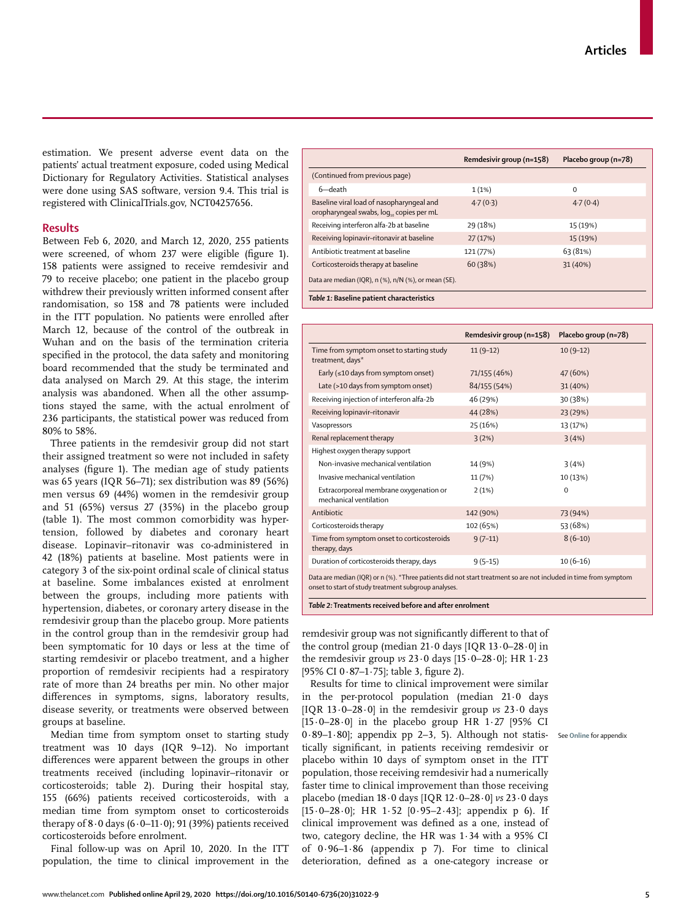estimation. We present adverse event data on the patients' actual treatment exposure, coded using Medical Dictionary for Regulatory Activities. Statistical analyses were done using SAS software, version 9.4. This trial is registered with ClinicalTrials.gov, NCT04257656.

## Results

Between Feb 6, 2020, and March 12, 2020, 255 patients were screened, of whom 237 were eligible (figure 1). 158 patients were assigned to receive remdesivir and 79 to receive placebo; one patient in the placebo group withdrew their previously written informed consent after randomisation, so 158 and 78 patients were included in the ITT population. No patients were enrolled after March 12, because of the control of the outbreak in Wuhan and on the basis of the termination criteria specified in the protocol, the data safety and monitoring board recommended that the study be terminated and data analysed on March 29. At this stage, the interim analysis was abandoned. When all the other assumptions stayed the same, with the actual enrolment of 236 participants, the statistical power was reduced from 80% to 58%.

Three patients in the remdesivir group did not start their assigned treatment so were not included in safety analyses (figure 1). The median age of study patients was 65 years (IQR 56–71); sex distribution was 89 (56%) men versus 69 (44%) women in the remdesivir group and 51 (65%) versus 27 (35%) in the placebo group (table 1). The most common comorbidity was hypertension, followed by diabetes and coronary heart disease. Lopinavir–ritonavir was co-administered in 42 (18%) patients at baseline. Most patients were in category 3 of the six-point ordinal scale of clinical status at baseline. Some imbalances existed at enrolment between the groups, including more patients with hypertension, diabetes, or coronary artery disease in the remdesivir group than the placebo group. More patients in the control group than in the remdesivir group had been symptomatic for 10 days or less at the time of starting remdesivir or placebo treatment, and a higher proportion of remdesivir recipients had a respiratory rate of more than 24 breaths per min. No other major differences in symptoms, signs, laboratory results, disease severity, or treatments were observed between groups at baseline.

Median time from symptom onset to starting study treatment was 10 days (IQR 9–12). No important differences were apparent between the groups in other treatments received (including lopinavir–ritonavir or corticosteroids; table 2). During their hospital stay, 155 (66%) patients received corticosteroids, with a median time from symptom onset to corticosteroids therapy of 8·0 days (6·0–11·0); 91 (39%) patients received corticosteroids before enrolment.

Final follow-up was on April 10, 2020. In the ITT population, the time to clinical improvement in the remdesivir group was not significantly different to that of the control group (median 21·0 days [IQR 13·0–28·0] in the remdesivir group *vs* 23·0 days [15·0–28·0]; HR 1·23 [95% CI 0·87–1·75]; table 3, figure 2).

Results for time to clinical improvement were similar in the per-protocol population (median 21·0 days [IQR 13·0–28·0] in the remdesivir group *vs* 23·0 days [15·0–28·0] in the placebo group HR 1·27 [95% CI 0·89–1·80]; appendix pp 2–3, 5). Although not statistically significant, in patients receiving remdesivir or placebo within 10 days of symptom onset in the ITT population, those receiving remdesivir had a numerically faster time to clinical improvement than those receiving placebo (median 18·0 days [IQR 12·0–28·0] *vs* 23·0 days [15·0–28·0]; HR 1·52 [0·95–2·43]; appendix p 6). If clinical improvement was defined as a one, instead of two, category decline, the HR was 1·34 with a 95% CI of 0·96–1·86 (appendix p 7). For time to clinical deterioration, defined as a one-category increase or

See Online for appendix

| | Remdesivir group (n=158) | Placebo group (n=78) |
|---|---|---|
| (Continued from previous page) | | |
| 6—death | 1 (1%) | 0 |
| Baseline viral load of nasopharyngeal and oropharyngeal swabs, $\log_{10}$ copies per mL | 4·7 (0·3) | 4·7 (0·4) |
| Receiving interferon alfa-2b at baseline | 29 (18%) | 15 (19%) |
| Receiving lopinavir–ritonavir at baseline | 27 (17%) | 15 (19%) |
| Antibiotic treatment at baseline | 121 (77%) | 63 (81%) |
| Corticosteroids therapy at baseline | 60 (38%) | 31 (40%) |

Data are median (IQR), n (%), n/N (%), or mean (SE).

***Table 1:* Baseline patient characteristics**

| | Remdesivir group (n=158) | Placebo group (n=78) |
|---|---|---|
| Time from symptom onset to starting study treatment, days* | 11 (9–12) | 10 (9–12) |
| Early (≤10 days from symptom onset) | 71/155 (46%) | 47 (60%) |
| Late (>10 days from symptom onset) | 84/155 (54%) | 31 (40%) |
| Receiving injection of interferon alfa-2b | 46 (29%) | 30 (38%) |
| Receiving lopinavir–ritonavir | 44 (28%) | 23 (29%) |
| Vasopressors | 25 (16%) | 13 (17%) |
| Renal replacement therapy | 3 (2%) | 3 (4%) |
| Highest oxygen therapy support | | |
| Non-invasive mechanical ventilation | 14 (9%) | 3 (4%) |
| Invasive mechanical ventilation | 11 (7%) | 10 (13%) |
| Extracorporeal membrane oxygenation or mechanical ventilation | 2 (1%) | 0 |
| Antibiotic | 142 (90%) | 73 (94%) |
| Corticosteroids therapy | 102 (65%) | 53 (68%) |
| Time from symptom onset to corticosteroids therapy, days | 9 (7–11) | 8 (6–10) |
| Duration of corticosteroids therapy, days | 9 (5–15) | 10 (6–16) |

Data are median (IQR) or n (%). *Three patients did not start treatment so are not included in time from symptom onset to start of study treatment subgroup analyses.

***Table 2:* Treatments received before and after enrolment**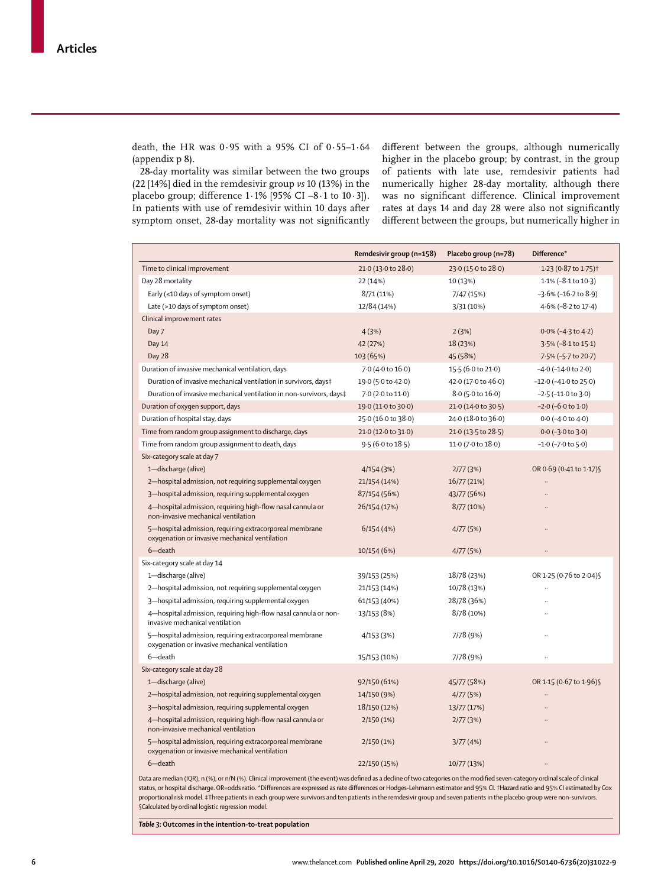death, the HR was 0·95 with a 95% CI of 0·55–1·64 (appendix p 8).

28-day mortality was similar between the two groups (22 [14%] died in the remdesivir group *vs* 10 (13%) in the placebo group; difference 1·1% [95% CI –8·1 to 10·3]). In patients with use of remdesivir within 10 days after symptom onset, 28-day mortality was not significantly different between the groups, although numerically higher in the placebo group; by contrast, in the group of patients with late use, remdesivir patients had numerically higher 28-day mortality, although there was no significant difference. Clinical improvement rates at days 14 and day 28 were also not significantly different between the groups, but numerically higher in

| | Remdesivir group (n=158) | Placebo group (n=78) | Difference* |
|---|---|---|---|
| Time to clinical improvement | 21·0 (13·0 to 28·0) | 23·0 (15·0 to 28·0) | 1·23 (0·87 to 1·75)† |
| Day 28 mortality | 22 (14%) | 10 (13%) | 1·1% (–8·1 to 10·3) |
| Early (≤10 days of symptom onset) | 8/71 (11%) | 7/47 (15%) | –3·6% (–16·2 to 8·9) |
| Late (>10 days of symptom onset) | 12/84 (14%) | 3/31 (10%) | 4·6% (–8·2 to 17·4) |
| Clinical improvement rates | | | |
| Day 7 | 4 (3%) | 2 (3%) | 0·0% (–4·3 to 4·2) |
| Day 14 | 42 (27%) | 18 (23%) | 3·5% (–8·1 to 15·1) |
| Day 28 | 103 (65%) | 45 (58%) | 7·5% (–5·7 to 20·7) |
| Duration of invasive mechanical ventilation, days | 7·0 (4·0 to 16·0) | 15·5 (6·0 to 21·0) | –4·0 (–14·0 to 2·0) |
| Duration of invasive mechanical ventilation in survivors, days‡ | 19·0 (5·0 to 42·0) | 42·0 (17·0 to 46·0) | –12·0 (–41·0 to 25·0) |
| Duration of invasive mechanical ventilation in non-survivors, days‡ | 7·0 (2·0 to 11·0) | 8·0 (5·0 to 16·0) | –2·5 (–11·0 to 3·0) |
| Duration of oxygen support, days | 19·0 (11·0 to 30·0) | 21·0 (14·0 to 30·5) | –2·0 (–6·0 to 1·0) |
| Duration of hospital stay, days | 25·0 (16·0 to 38·0) | 24·0 (18·0 to 36·0) | 0·0 (–4·0 to 4·0) |
| Time from random group assignment to discharge, days | 21·0 (12·0 to 31·0) | 21·0 (13·5 to 28·5) | 0·0 (–3·0 to 3·0) |
| Time from random group assignment to death, days | 9·5 (6·0 to 18·5) | 11·0 (7·0 to 18·0) | –1·0 (–7·0 to 5·0) |
| Six-category scale at day 7 | | | |
| 1—discharge (alive) | 4/154 (3%) | 2/77 (3%) | OR 0·69 (0·41 to 1·17)§ |
| 2—hospital admission, not requiring supplemental oxygen | 21/154 (14%) | 16/77 (21%) | .. |
| 3—hospital admission, requiring supplemental oxygen | 87/154 (56%) | 43/77 (56%) | .. |
| 4—hospital admission, requiring high-flow nasal cannula or non-invasive mechanical ventilation | 26/154 (17%) | 8/77 (10%) | .. |
| 5—hospital admission, requiring extracorporeal membrane oxygenation or invasive mechanical ventilation | 6/154 (4%) | 4/77 (5%) | .. |
| 6—death | 10/154 (6%) | 4/77 (5%) | .. |
| Six-category scale at day 14 | | | |
| 1—discharge (alive) | 39/153 (25%) | 18/78 (23%) | OR 1·25 (0·76 to 2·04)§ |
| 2—hospital admission, not requiring supplemental oxygen | 21/153 (14%) | 10/78 (13%) | .. |
| 3—hospital admission, requiring supplemental oxygen | 61/153 (40%) | 28/78 (36%) | .. |
| 4—hospital admission, requiring high-flow nasal cannula or non-invasive mechanical ventilation | 13/153 (8%) | 8/78 (10%) | .. |
| 5—hospital admission, requiring extracorporeal membrane oxygenation or invasive mechanical ventilation | 4/153 (3%) | 7/78 (9%) | .. |
| 6—death | 15/153 (10%) | 7/78 (9%) | .. |
| Six-category scale at day 28 | | | |
| 1—discharge (alive) | 92/150 (61%) | 45/77 (58%) | OR 1·15 (0·67 to 1·96)§ |
| 2—hospital admission, not requiring supplemental oxygen | 14/150 (9%) | 4/77 (5%) | .. |
| 3—hospital admission, requiring supplemental oxygen | 18/150 (12%) | 13/77 (17%) | .. |
| 4—hospital admission, requiring high-flow nasal cannula or non-invasive mechanical ventilation | 2/150 (1%) | 2/77 (3%) | .. |
| 5—hospital admission, requiring extracorporeal membrane oxygenation or invasive mechanical ventilation | 2/150 (1%) | 3/77 (4%) | .. |
| 6—death | 22/150 (15%) | 10/77 (13%) | .. |

Data are median (IQR), n (%), or n/N (%). Clinical improvement (the event) was defined as a decline of two categories on the modified seven-category ordinal scale of clinical status, or hospital discharge. OR=odds ratio. *Differences are expressed as rate differences or Hodges-Lehmann estimator and 95% CI. †Hazard ratio and 95% CI estimated by Cox proportional risk model. ‡Three patients in each group were survivors and ten patients in the remdesivir group and seven patients in the placebo group were non-survivors. §Calculated by ordinal logistic regression model.

***Table 3:* Outcomes in the intention-to-treat population**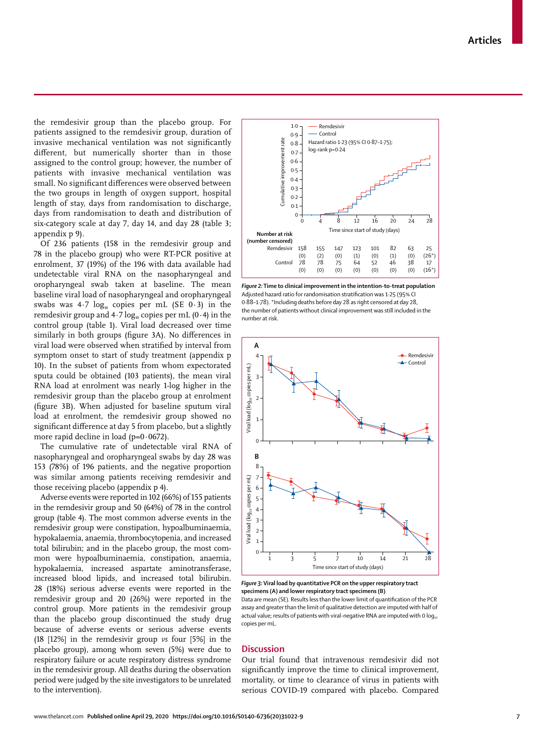the remdesivir group than the placebo group. For patients assigned to the remdesivir group, duration of invasive mechanical ventilation was not significantly different, but numerically shorter than in those assigned to the control group; however, the number of patients with invasive mechanical ventilation was small. No significant differences were observed between the two groups in length of oxygen support, hospital length of stay, days from randomisation to discharge, days from randomisation to death and distribution of six-category scale at day 7, day 14, and day 28 (table 3; appendix p 9).

Of 236 patients (158 in the remdesivir group and 78 in the placebo group) who were RT-PCR positive at enrolment, 37 (19%) of the 196 with data available had undetectable viral RNA on the nasopharyngeal and oropharyngeal swab taken at baseline. The mean baseline viral load of nasopharyngeal and oropharyngeal swabs was 4·7 $\log_{10}$ copies per mL (SE 0·3) in the remdesivir group and 4·7 $\log_{10}$ copies per mL (0·4) in the control group (table 1). Viral load decreased over time similarly in both groups (figure 3A). No differences in viral load were observed when stratified by interval from symptom onset to start of study treatment (appendix p 10). In the subset of patients from whom expectorated sputa could be obtained (103 patients), the mean viral RNA load at enrolment was nearly 1-log higher in the remdesivir group than the placebo group at enrolment (figure 3B). When adjusted for baseline sputum viral load at enrolment, the remdesivir group showed no significant difference at day 5 from placebo, but a slightly more rapid decline in load (p=0·0672).

The cumulative rate of undetectable viral RNA of nasopharyngeal and oropharyngeal swabs by day 28 was 153 (78%) of 196 patients, and the negative proportion was similar among patients receiving remdesivir and those receiving placebo (appendix p 4).

Adverse events were reported in 102 (66%) of 155 patients in the remdesivir group and 50 (64%) of 78 in the control group (table 4). The most common adverse events in the remdesivir group were constipation, hypoalbuminaemia, hypokalaemia, anaemia, thrombocytopenia, and increased total bilirubin; and in the placebo group, the most common were hypoalbuminaemia, constipation, anaemia, hypokalaemia, increased aspartate aminotransferase, increased blood lipids, and increased total bilirubin. 28 (18%) serious adverse events were reported in the remdesivir group and 20 (26%) were reported in the control group. More patients in the remdesivir group than the placebo group discontinued the study drug because of adverse events or serious adverse events (18 [12%] in the remdesivir group *vs* four [5%] in the placebo group), among whom seven (5%) were due to respiratory failure or acute respiratory distress syndrome in the remdesivir group. All deaths during the observation period were judged by the site investigators to be unrelated to the intervention).

| Number at risk (number censored) | 0 | 4 | 8 | 12 | 16 | 20 | 24 | 28 |
|---|---|---|---|---|---|---|---|---|
| Remdesivir | 158 (0) | 155 (2) | 147 (0) | 123 (1) | 101 (0) | 82 (1) | 63 (0) | 25 (26*) |
| Control | 78 (0) | 78 (0) | 75 (0) | 64 (0) | 52 (0) | 46 (0) | 38 (0) | 17 (16*) |

**Figure 2: Time to clinical improvement in the intention-to-treat population**
Adjusted hazard ratio for randomisation stratification was 1·25 (95% CI 0·88–1·78). \*Including deaths before day 28 as right censored at day 28, the number of patients without clinical improvement was still included in the number at risk.

**Figure 3: Viral load by quantitative PCR on the upper respiratory tract specimens (A) and lower respiratory tract specimens (B)**
Data are mean (SE). Results less than the lower limit of quantification of the PCR assay and greater than the limit of qualitative detection are imputed with half of actual value; results of patients with viral-negative RNA are imputed with 0 $\log_{10}$ copies per mL.

## Discussion

Our trial found that intravenous remdesivir did not significantly improve the time to clinical improvement, mortality, or time to clearance of virus in patients with serious COVID-19 compared with placebo. Compared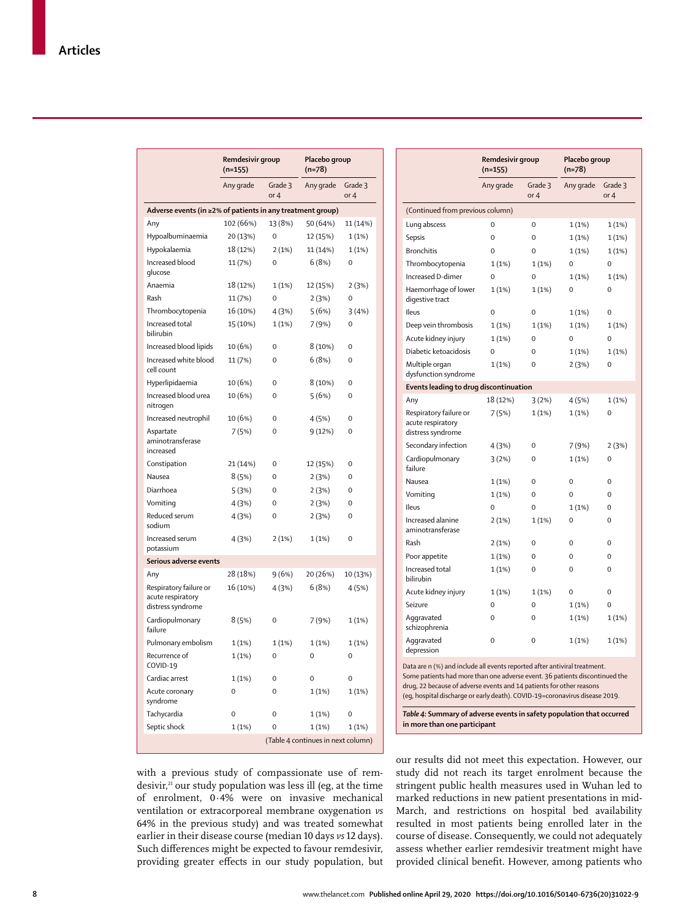| | Remdesivir group (n=155) | | Placebo group (n=78) | |
|---|---|---|---|---|
| | Any grade | Grade 3 or 4 | Any grade | Grade 3 or 4 |
| **Adverse events (in ≥2% of patients in any treatment group)** | | | | |
| Any | 102 (66%) | 13 (8%) | 50 (64%) | 11 (14%) |
| Hypoalbuminaemia | 20 (13%) | 0 | 12 (15%) | 1 (1%) |
| Hypokalaemia | 18 (12%) | 2 (1%) | 11 (14%) | 1 (1%) |
| Increased blood glucose | 11 (7%) | 0 | 6 (8%) | 0 |
| Anaemia | 18 (12%) | 1 (1%) | 12 (15%) | 2 (3%) |
| Rash | 11 (7%) | 0 | 2 (3%) | 0 |
| Thrombocytopenia | 16 (10%) | 4 (3%) | 5 (6%) | 3 (4%) |
| Increased total bilirubin | 15 (10%) | 1 (1%) | 7 (9%) | 0 |
| Increased blood lipids | 10 (6%) | 0 | 8 (10%) | 0 |
| Increased white blood cell count | 11 (7%) | 0 | 6 (8%) | 0 |
| Hyperlipidaemia | 10 (6%) | 0 | 8 (10%) | 0 |
| Increased blood urea nitrogen | 10 (6%) | 0 | 5 (6%) | 0 |
| Increased neutrophil | 10 (6%) | 0 | 4 (5%) | 0 |
| Aspartate aminotransferase increased | 7 (5%) | 0 | 9 (12%) | 0 |
| Constipation | 21 (14%) | 0 | 12 (15%) | 0 |
| Nausea | 8 (5%) | 0 | 2 (3%) | 0 |
| Diarrhoea | 5 (3%) | 0 | 2 (3%) | 0 |
| Vomiting | 4 (3%) | 0 | 2 (3%) | 0 |
| Reduced serum sodium | 4 (3%) | 0 | 2 (3%) | 0 |
| Increased serum potassium | 4 (3%) | 2 (1%) | 1 (1%) | 0 |
| **Serious adverse events** | | | | |
| Any | 28 (18%) | 9 (6%) | 20 (26%) | 10 (13%) |
| Respiratory failure or acute respiratory distress syndrome | 16 (10%) | 4 (3%) | 6 (8%) | 4 (5%) |
| Cardiopulmonary failure | 8 (5%) | 0 | 7 (9%) | 1 (1%) |
| Pulmonary embolism | 1 (1%) | 1 (1%) | 1 (1%) | 1 (1%) |
| Recurrence of COVID-19 | 1 (1%) | 0 | 0 | 0 |
| Cardiac arrest | 1 (1%) | 0 | 0 | 0 |
| Acute coronary syndrome | 0 | 0 | 1 (1%) | 1 (1%) |
| Tachycardia | 0 | 0 | 1 (1%) | 0 |
| Septic shock | 1 (1%) | 0 | 1 (1%) | 1 (1%) |
| Lung abscess | 0 | 0 | 1 (1%) | 1 (1%) |
| Sepsis | 0 | 0 | 1 (1%) | 1 (1%) |
| Bronchitis | 0 | 0 | 1 (1%) | 0 |
| Thrombocytopenia | 1 (1%) | 1 (1%) | 0 | 0 |
| Increased D-dimer | 0 | 0 | 1 (1%) | 1 (1%) |
| Haemorrhage of lower digestive tract | 1 (1%) | 1 (1%) | 0 | 0 |
| Ileus | 0 | 0 | 1 (1%) | 0 |
| Deep vein thrombosis | 1 (1%) | 1 (1%) | 1 (1%) | 1 (1%) |
| Acute kidney injury | 1 (1%) | 0 | 0 | 0 |
| Diabetic ketoacidosis | 0 | 0 | 1 (1%) | 1 (1%) |
| Multiple organ dysfunction syndrome | 1 (1%) | 0 | 2 (3%) | 0 |
| **Events leading to drug discontinuation** | | | | |
| Any | 18 (12%) | 3 (2%) | 4 (5%) | 1 (1%) |
| Respiratory failure or acute respiratory distress syndrome | 7 (5%) | 1 (1%) | 1 (1%) | 0 |
| Secondary infection | 4 (3%) | 0 | 7 (9%) | 2 (3%) |
| Cardiopulmonary failure | 3 (2%) | 0 | 1 (1%) | 0 |
| Nausea | 1 (1%) | 0 | 0 | 0 |
| Vomiting | 1 (1%) | 0 | 0 | 0 |
| Ileus | 0 | 0 | 1 (1%) | 0 |
| Increased alanine aminotransferase | 2 (1%) | 1 (1%) | 0 | 0 |
| Rash | 2 (1%) | 0 | 0 | 0 |
| Poor appetite | 1 (1%) | 0 | 0 | 0 |
| Increased total bilirubin | 1 (1%) | 0 | 0 | 0 |
| Acute kidney injury | 1 (1%) | 1 (1%) | 0 | 0 |
| Seizure | 0 | 0 | 1 (1%) | 0 |
| Aggravated schizophrenia | 0 | 0 | 1 (1%) | 1 (1%) |
| Aggravated depression | 0 | 0 | 1 (1%) | 1 (1%) |

Data are n (%) and include all events reported after antiviral treatment. Some patients had more than one adverse event. 36 patients discontinued the drug, 22 because of adverse events and 14 patients for other reasons (eg, hospital discharge or early death). COVID-19=coronavirus disease 2019.

***Table 4:*** **Summary of adverse events in safety population that occurred in more than one participant**

with a previous study of compassionate use of remdesivir,[21] our study population was less ill (eg, at the time of enrolment, 0·4% were on invasive mechanical ventilation or extracorporeal membrane oxygenation *vs* 64% in the previous study) and was treated somewhat earlier in their disease course (median 10 days *vs* 12 days). Such differences might be expected to favour remdesivir, providing greater effects in our study population, but our results did not meet this expectation. However, our study did not reach its target enrolment because the stringent public health measures used in Wuhan led to marked reductions in new patient presentations in mid-March, and restrictions on hospital bed availability resulted in most patients being enrolled later in the course of disease. Consequently, we could not adequately assess whether earlier remdesivir treatment might have provided clinical benefit. However, among patients who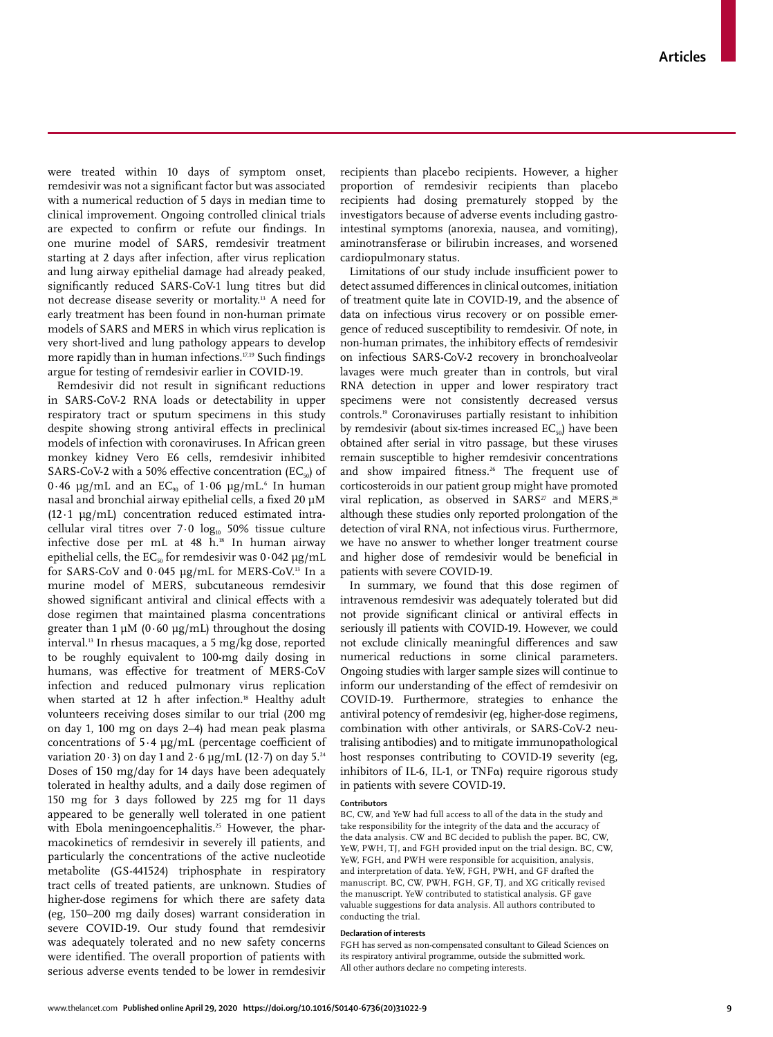were treated within 10 days of symptom onset, remdesivir was not a significant factor but was associated with a numerical reduction of 5 days in median time to clinical improvement. Ongoing controlled clinical trials are expected to confirm or refute our findings. In one murine model of SARS, remdesivir treatment starting at 2 days after infection, after virus replication and lung airway epithelial damage had already peaked, significantly reduced SARS-CoV-1 lung titres but did not decrease disease severity or mortality.[13] A need for early treatment has been found in non-human primate models of SARS and MERS in which virus replication is very short-lived and lung pathology appears to develop more rapidly than in human infections.[17,19] Such findings argue for testing of remdesivir earlier in COVID-19.

Remdesivir did not result in significant reductions in SARS-CoV-2 RNA loads or detectability in upper respiratory tract or sputum specimens in this study despite showing strong antiviral effects in preclinical models of infection with coronaviruses. In African green monkey kidney Vero E6 cells, remdesivir inhibited SARS-CoV-2 with a 50% effective concentration ($EC_{50}$) of 0·46 μg/mL and an $EC_{90}$ of 1·06 μg/mL.[6] In human nasal and bronchial airway epithelial cells, a fixed 20 μM (12·1 μg/mL) concentration reduced estimated intracellular viral titres over 7·0 $\log_{10}$ 50% tissue culture infective dose per mL at 48 h.[18] In human airway epithelial cells, the $EC_{50}$ for remdesivir was 0·042 μg/mL for SARS-CoV and 0·045 μg/mL for MERS-CoV.[13] In a murine model of MERS, subcutaneous remdesivir showed significant antiviral and clinical effects with a dose regimen that maintained plasma concentrations greater than 1 μM (0·60 μg/mL) throughout the dosing interval.[13] In rhesus macaques, a 5 mg/kg dose, reported to be roughly equivalent to 100-mg daily dosing in humans, was effective for treatment of MERS-CoV infection and reduced pulmonary virus replication when started at 12 h after infection.[18] Healthy adult volunteers receiving doses similar to our trial (200 mg on day 1, 100 mg on days 2–4) had mean peak plasma concentrations of 5·4 μg/mL (percentage coefficient of variation 20·3) on day 1 and 2·6 μg/mL (12·7) on day 5.[24] Doses of 150 mg/day for 14 days have been adequately tolerated in healthy adults, and a daily dose regimen of 150 mg for 3 days followed by 225 mg for 11 days appeared to be generally well tolerated in one patient with Ebola meningoencephalitis.[25] However, the pharmacokinetics of remdesivir in severely ill patients, and particularly the concentrations of the active nucleotide metabolite (GS-441524) triphosphate in respiratory tract cells of treated patients, are unknown. Studies of higher-dose regimens for which there are safety data (eg, 150–200 mg daily doses) warrant consideration in severe COVID-19. Our study found that remdesivir was adequately tolerated and no new safety concerns were identified. The overall proportion of patients with serious adverse events tended to be lower in remdesivir recipients than placebo recipients. However, a higher proportion of remdesivir recipients than placebo recipients had dosing prematurely stopped by the investigators because of adverse events including gastrointestinal symptoms (anorexia, nausea, and vomiting), aminotransferase or bilirubin increases, and worsened cardiopulmonary status.

Limitations of our study include insufficient power to detect assumed differences in clinical outcomes, initiation of treatment quite late in COVID-19, and the absence of data on infectious virus recovery or on possible emergence of reduced susceptibility to remdesivir. Of note, in non-human primates, the inhibitory effects of remdesivir on infectious SARS-CoV-2 recovery in bronchoalveolar lavages were much greater than in controls, but viral RNA detection in upper and lower respiratory tract specimens were not consistently decreased versus controls.[19] Coronaviruses partially resistant to inhibition by remdesivir (about six-times increased $EC_{50}$) have been obtained after serial in vitro passage, but these viruses remain susceptible to higher remdesivir concentrations and show impaired fitness.[26] The frequent use of corticosteroids in our patient group might have promoted viral replication, as observed in SARS[27] and MERS,[28] although these studies only reported prolongation of the detection of viral RNA, not infectious virus. Furthermore, we have no answer to whether longer treatment course and higher dose of remdesivir would be beneficial in patients with severe COVID-19.

In summary, we found that this dose regimen of intravenous remdesivir was adequately tolerated but did not provide significant clinical or antiviral effects in seriously ill patients with COVID-19. However, we could not exclude clinically meaningful differences and saw numerical reductions in some clinical parameters. Ongoing studies with larger sample sizes will continue to inform our understanding of the effect of remdesivir on COVID-19. Furthermore, strategies to enhance the antiviral potency of remdesivir (eg, higher-dose regimens, combination with other antivirals, or SARS-CoV-2 neutralising antibodies) and to mitigate immunopathological host responses contributing to COVID-19 severity (eg, inhibitors of IL-6, IL-1, or TNFα) require rigorous study in patients with severe COVID-19.

#### Contributors

BC, CW, and YeW had full access to all of the data in the study and take responsibility for the integrity of the data and the accuracy of the data analysis. CW and BC decided to publish the paper. BC, CW, YeW, PWH, TJ, and FGH provided input on the trial design. BC, CW, YeW, FGH, and PWH were responsible for acquisition, analysis, and interpretation of data. YeW, FGH, PWH, and GF drafted the manuscript. BC, CW, PWH, FGH, GF, TJ, and XG critically revised the manuscript. YeW contributed to statistical analysis. GF gave valuable suggestions for data analysis. All authors contributed to conducting the trial.

#### Declaration of interests

FGH has served as non-compensated consultant to Gilead Sciences on its respiratory antiviral programme, outside the submitted work. All other authors declare no competing interests.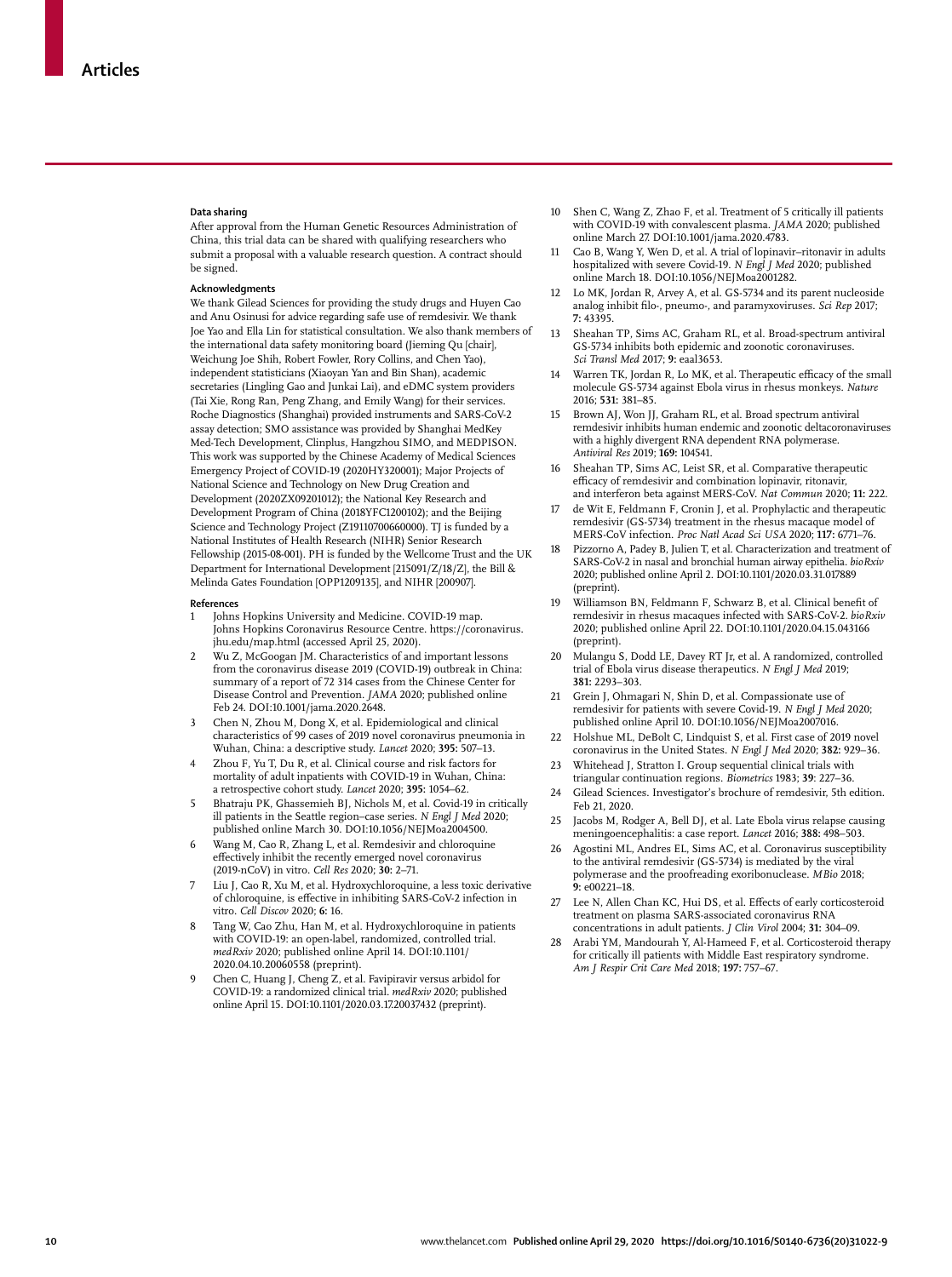### Data sharing

After approval from the Human Genetic Resources Administration of China, this trial data can be shared with qualifying researchers who submit a proposal with a valuable research question. A contract should be signed.

### Acknowledgments

We thank Gilead Sciences for providing the study drugs and Huyen Cao and Anu Osinusi for advice regarding safe use of remdesivir. We thank Joe Yao and Ella Lin for statistical consultation. We also thank members of the international data safety monitoring board (Jieming Qu [chair], Weichung Joe Shih, Robert Fowler, Rory Collins, and Chen Yao), independent statisticians (Xiaoyan Yan and Bin Shan), academic secretaries (Lingling Gao and Junkai Lai), and eDMC system providers (Tai Xie, Rong Ran, Peng Zhang, and Emily Wang) for their services. Roche Diagnostics (Shanghai) provided instruments and SARS-CoV-2 assay detection; SMO assistance was provided by Shanghai MedKey Med-Tech Development, Clinplus, Hangzhou SIMO, and MEDPISON. This work was supported by the Chinese Academy of Medical Sciences Emergency Project of COVID-19 (2020HY320001); Major Projects of National Science and Technology on New Drug Creation and Development (2020ZX09201012); the National Key Research and Development Program of China (2018YFC1200102); and the Beijing Science and Technology Project (Z19110700660000). TJ is funded by a National Institutes of Health Research (NIHR) Senior Research Fellowship (2015-08-001). PH is funded by the Wellcome Trust and the UK Department for International Development [215091/Z/18/Z], the Bill & Melinda Gates Foundation [OPP1209135], and NIHR [200907].

### References

1. Johns Hopkins University and Medicine. COVID-19 map. Johns Hopkins Coronavirus Resource Centre. https://coronavirus.jhu.edu/map.html (accessed April 25, 2020).
2. Wu Z, McGoogan JM. Characteristics of and important lessons from the coronavirus disease 2019 (COVID-19) outbreak in China: summary of a report of 72 314 cases from the Chinese Center for Disease Control and Prevention. *JAMA* 2020; published online Feb 24. DOI:10.1001/jama.2020.2648.
3. Chen N, Zhou M, Dong X, et al. Epidemiological and clinical characteristics of 99 cases of 2019 novel coronavirus pneumonia in Wuhan, China: a descriptive study. *Lancet* 2020; **395:** 507–13.
4. Zhou F, Yu T, Du R, et al. Clinical course and risk factors for mortality of adult inpatients with COVID-19 in Wuhan, China: a retrospective cohort study. *Lancet* 2020; **395:** 1054–62.
5. Bhatraju PK, Ghassemieh BJ, Nichols M, et al. Covid-19 in critically ill patients in the Seattle region–case series. *N Engl J Med* 2020; published online March 30. DOI:10.1056/NEJMoa2004500.
6. Wang M, Cao R, Zhang L, et al. Remdesivir and chloroquine effectively inhibit the recently emerged novel coronavirus (2019-nCoV) in vitro. *Cell Res* 2020; **30:** 2–71.
7. Liu J, Cao R, Xu M, et al. Hydroxychloroquine, a less toxic derivative of chloroquine, is effective in inhibiting SARS-CoV-2 infection in vitro. *Cell Discov* 2020; **6:** 16.
8. Tang W, Cao Zhu, Han M, et al. Hydroxychloroquine in patients with COVID-19: an open-label, randomized, controlled trial. *medRxiv* 2020; published online April 14. DOI:10.1101/2020.04.10.20060558 (preprint).
9. Chen C, Huang J, Cheng Z, et al. Favipiravir versus arbidol for COVID-19: a randomized clinical trial. *medRxiv* 2020; published online April 15. DOI:10.1101/2020.03.17.20037432 (preprint).
10. Shen C, Wang Z, Zhao F, et al. Treatment of 5 critically ill patients with COVID-19 with convalescent plasma. *JAMA* 2020; published online March 27. DOI:10.1001/jama.2020.4783.
11. Cao B, Wang Y, Wen D, et al. A trial of lopinavir–ritonavir in adults hospitalized with severe Covid-19. *N Engl J Med* 2020; published online March 18. DOI:10.1056/NEJMoa2001282.
12. Lo MK, Jordan R, Arvey A, et al. GS-5734 and its parent nucleoside analog inhibit filo-, pneumo-, and paramyxoviruses. *Sci Rep* 2017; **7:** 43395.
13. Sheahan TP, Sims AC, Graham RL, et al. Broad-spectrum antiviral GS-5734 inhibits both epidemic and zoonotic coronaviruses. *Sci Transl Med* 2017; **9:** eaal3653.
14. Warren TK, Jordan R, Lo MK, et al. Therapeutic efficacy of the small molecule GS-5734 against Ebola virus in rhesus monkeys. *Nature* 2016; **531:** 381–85.
15. Brown AJ, Won JJ, Graham RL, et al. Broad spectrum antiviral remdesivir inhibits human endemic and zoonotic deltacoronaviruses with a highly divergent RNA dependent RNA polymerase. *Antiviral Res* 2019; **169:** 104541.
16. Sheahan TP, Sims AC, Leist SR, et al. Comparative therapeutic efficacy of remdesivir and combination lopinavir, ritonavir, and interferon beta against MERS-CoV. *Nat Commun* 2020; **11:** 222.
17. de Wit E, Feldmann F, Cronin J, et al. Prophylactic and therapeutic remdesivir (GS-5734) treatment in the rhesus macaque model of MERS-CoV infection. *Proc Natl Acad Sci USA* 2020; **117:** 6771–76.
18. Pizzorno A, Padey B, Julien T, et al. Characterization and treatment of SARS-CoV-2 in nasal and bronchial human airway epithelia. *bioRxiv* 2020; published online April 2. DOI:10.1101/2020.03.31.017889 (preprint).
19. Williamson BN, Feldmann F, Schwarz B, et al. Clinical benefit of remdesivir in rhesus macaques infected with SARS-CoV-2. *bioRxiv* 2020; published online April 22. DOI:10.1101/2020.04.15.043166 (preprint).
20. Mulangu S, Dodd LE, Davey RT Jr, et al. A randomized, controlled trial of Ebola virus disease therapeutics. *N Engl J Med* 2019; **381:** 2293–303.
21. Grein J, Ohmagari N, Shin D, et al. Compassionate use of remdesivir for patients with severe Covid-19. *N Engl J Med* 2020; published online April 10. DOI:10.1056/NEJMoa2007016.
22. Holshue ML, DeBolt C, Lindquist S, et al. First case of 2019 novel coronavirus in the United States. *N Engl J Med* 2020; **382:** 929–36.
23. Whitehead J, Stratton I. Group sequential clinical trials with triangular continuation regions. *Biometrics* 1983; **39**: 227–36.
24. Gilead Sciences. Investigator's brochure of remdesivir, 5th edition. Feb 21, 2020.
25. Jacobs M, Rodger A, Bell DJ, et al. Late Ebola virus relapse causing meningoencephalitis: a case report. *Lancet* 2016; **388:** 498–503.
26. Agostini ML, Andres EL, Sims AC, et al. Coronavirus susceptibility to the antiviral remdesivir (GS-5734) is mediated by the viral polymerase and the proofreading exoribonuclease. *MBio* 2018; **9:** e00221–18.
27. Lee N, Allen Chan KC, Hui DS, et al. Effects of early corticosteroid treatment on plasma SARS-associated coronavirus RNA concentrations in adult patients. *J Clin Virol* 2004; **31:** 304–09.
28. Arabi YM, Mandourah Y, Al-Hameed F, et al. Corticosteroid therapy for critically ill patients with Middle East respiratory syndrome. *Am J Respir Crit Care Med* 2018; **197:** 757–67.